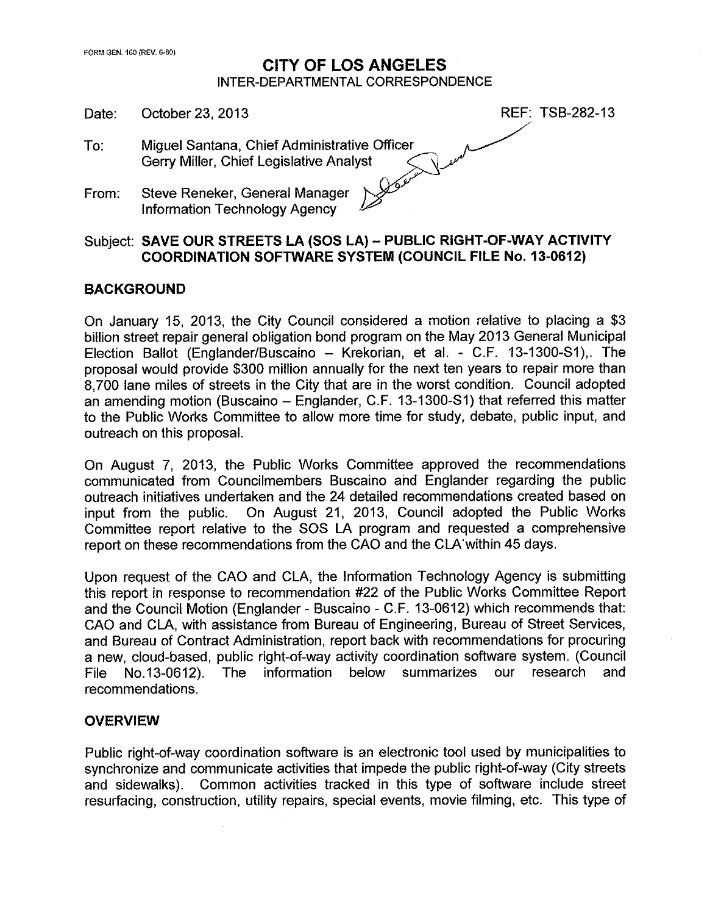FORM GEN. 160 (REV. 6-80)

# CITY OF LOS ANGELES

INTER-DEPARTMENTAL CORRESPONDENCE

Date: October 23, 2013

REF: TSB-282-13

To: Miguel Santana, Chief Administrative Officer
Gerry Miller, Chief Legislative Analyst

From: Steve Reneker, General Manager
Information Technology Agency

Subject: **SAVE OUR STREETS LA (SOS LA) – PUBLIC RIGHT-OF-WAY ACTIVITY COORDINATION SOFTWARE SYSTEM (COUNCIL FILE No. 13-0612)**

## BACKGROUND

On January 15, 2013, the City Council considered a motion relative to placing a $3 billion street repair general obligation bond program on the May 2013 General Municipal Election Ballot (Englander/Buscaino – Krekorian, et al. - C.F. 13-1300-S1),. The proposal would provide $300 million annually for the next ten years to repair more than 8,700 lane miles of streets in the City that are in the worst condition. Council adopted an amending motion (Buscaino – Englander, C.F. 13-1300-S1) that referred this matter to the Public Works Committee to allow more time for study, debate, public input, and outreach on this proposal.

On August 7, 2013, the Public Works Committee approved the recommendations communicated from Councilmembers Buscaino and Englander regarding the public outreach initiatives undertaken and the 24 detailed recommendations created based on input from the public. On August 21, 2013, Council adopted the Public Works Committee report relative to the SOS LA program and requested a comprehensive report on these recommendations from the CAO and the CLA within 45 days.

Upon request of the CAO and CLA, the Information Technology Agency is submitting this report in response to recommendation #22 of the Public Works Committee Report and the Council Motion (Englander - Buscaino - C.F. 13-0612) which recommends that: CAO and CLA, with assistance from Bureau of Engineering, Bureau of Street Services, and Bureau of Contract Administration, report back with recommendations for procuring a new, cloud-based, public right-of-way activity coordination software system. (Council File No.13-0612). The information below summarizes our research and recommendations.

## OVERVIEW

Public right-of-way coordination software is an electronic tool used by municipalities to synchronize and communicate activities that impede the public right-of-way (City streets and sidewalks). Common activities tracked in this type of software include street resurfacing, construction, utility repairs, special events, movie filming, etc. This type of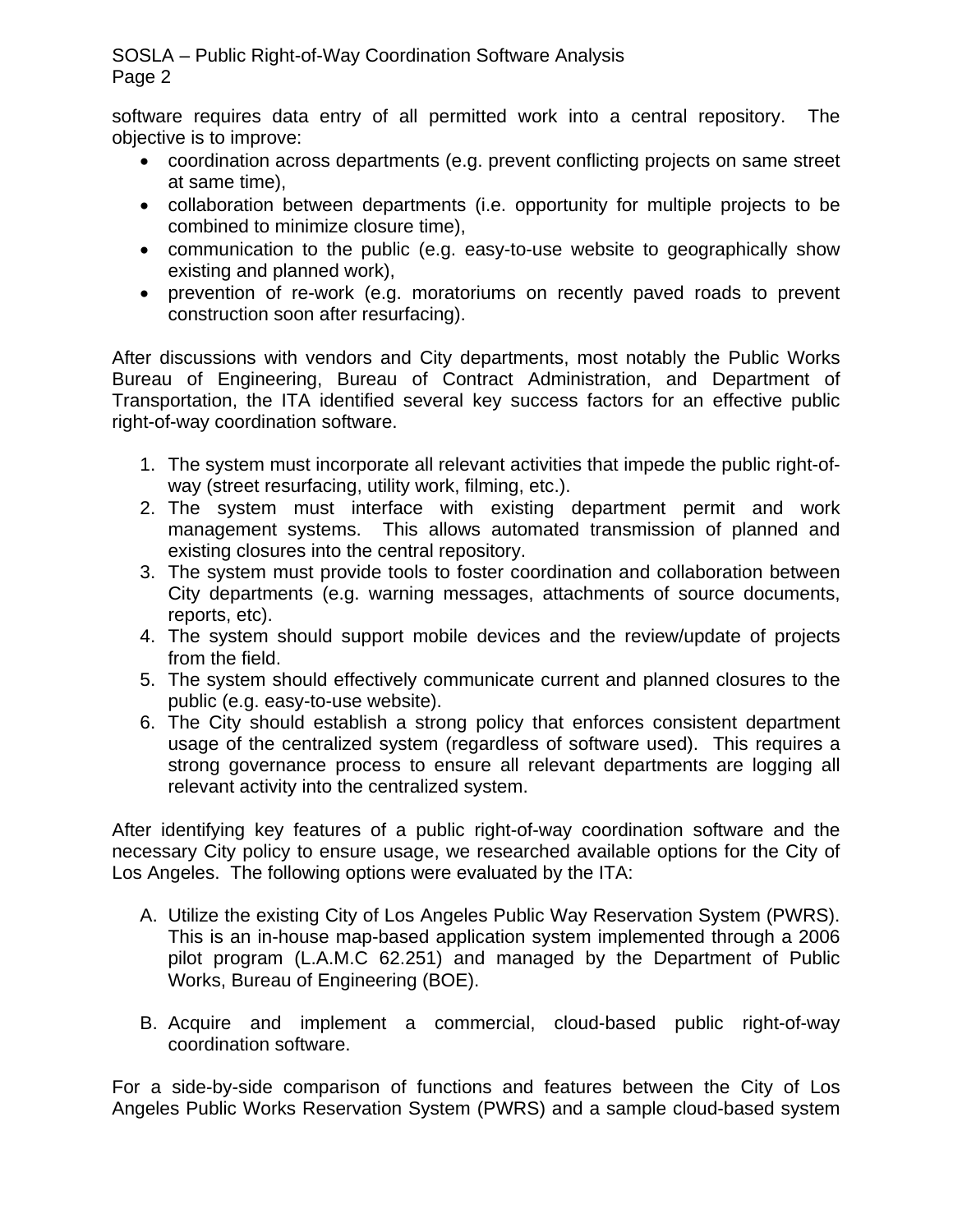software requires data entry of all permitted work into a central repository. The objective is to improve:

- coordination across departments (e.g. prevent conflicting projects on same street at same time),
- collaboration between departments (i.e. opportunity for multiple projects to be combined to minimize closure time),
- communication to the public (e.g. easy-to-use website to geographically show existing and planned work),
- prevention of re-work (e.g. moratoriums on recently paved roads to prevent construction soon after resurfacing).

After discussions with vendors and City departments, most notably the Public Works Bureau of Engineering, Bureau of Contract Administration, and Department of Transportation, the ITA identified several key success factors for an effective public right-of-way coordination software.

1. The system must incorporate all relevant activities that impede the public right-of-way (street resurfacing, utility work, filming, etc.).
2. The system must interface with existing department permit and work management systems. This allows automated transmission of planned and existing closures into the central repository.
3. The system must provide tools to foster coordination and collaboration between City departments (e.g. warning messages, attachments of source documents, reports, etc).
4. The system should support mobile devices and the review/update of projects from the field.
5. The system should effectively communicate current and planned closures to the public (e.g. easy-to-use website).
6. The City should establish a strong policy that enforces consistent department usage of the centralized system (regardless of software used). This requires a strong governance process to ensure all relevant departments are logging all relevant activity into the centralized system.

After identifying key features of a public right-of-way coordination software and the necessary City policy to ensure usage, we researched available options for the City of Los Angeles. The following options were evaluated by the ITA:

A. Utilize the existing City of Los Angeles Public Way Reservation System (PWRS). This is an in-house map-based application system implemented through a 2006 pilot program (L.A.M.C 62.251) and managed by the Department of Public Works, Bureau of Engineering (BOE).

B. Acquire and implement a commercial, cloud-based public right-of-way coordination software.

For a side-by-side comparison of functions and features between the City of Los Angeles Public Works Reservation System (PWRS) and a sample cloud-based system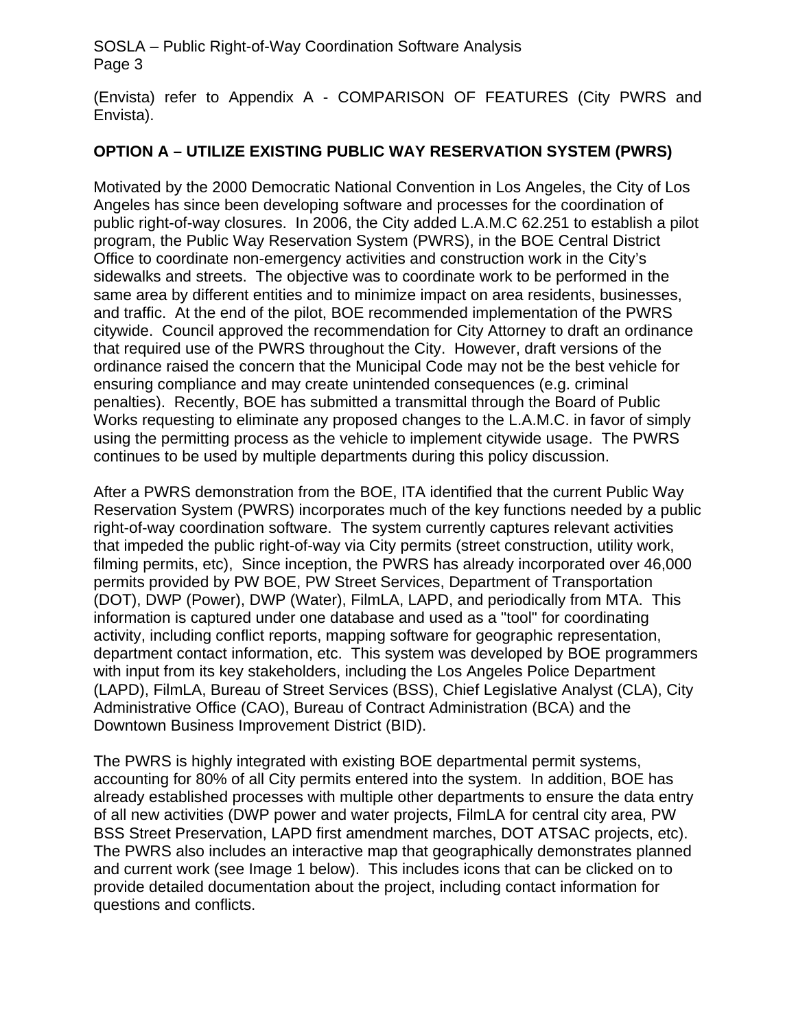(Envista) refer to Appendix A - COMPARISON OF FEATURES (City PWRS and Envista).

**OPTION A – UTILIZE EXISTING PUBLIC WAY RESERVATION SYSTEM (PWRS)**

Motivated by the 2000 Democratic National Convention in Los Angeles, the City of Los Angeles has since been developing software and processes for the coordination of public right-of-way closures. In 2006, the City added L.A.M.C 62.251 to establish a pilot program, the Public Way Reservation System (PWRS), in the BOE Central District Office to coordinate non-emergency activities and construction work in the City's sidewalks and streets. The objective was to coordinate work to be performed in the same area by different entities and to minimize impact on area residents, businesses, and traffic. At the end of the pilot, BOE recommended implementation of the PWRS citywide. Council approved the recommendation for City Attorney to draft an ordinance that required use of the PWRS throughout the City. However, draft versions of the ordinance raised the concern that the Municipal Code may not be the best vehicle for ensuring compliance and may create unintended consequences (e.g. criminal penalties). Recently, BOE has submitted a transmittal through the Board of Public Works requesting to eliminate any proposed changes to the L.A.M.C. in favor of simply using the permitting process as the vehicle to implement citywide usage. The PWRS continues to be used by multiple departments during this policy discussion.

After a PWRS demonstration from the BOE, ITA identified that the current Public Way Reservation System (PWRS) incorporates much of the key functions needed by a public right-of-way coordination software. The system currently captures relevant activities that impeded the public right-of-way via City permits (street construction, utility work, filming permits, etc), Since inception, the PWRS has already incorporated over 46,000 permits provided by PW BOE, PW Street Services, Department of Transportation (DOT), DWP (Power), DWP (Water), FilmLA, LAPD, and periodically from MTA. This information is captured under one database and used as a "tool" for coordinating activity, including conflict reports, mapping software for geographic representation, department contact information, etc. This system was developed by BOE programmers with input from its key stakeholders, including the Los Angeles Police Department (LAPD), FilmLA, Bureau of Street Services (BSS), Chief Legislative Analyst (CLA), City Administrative Office (CAO), Bureau of Contract Administration (BCA) and the Downtown Business Improvement District (BID).

The PWRS is highly integrated with existing BOE departmental permit systems, accounting for 80% of all City permits entered into the system. In addition, BOE has already established processes with multiple other departments to ensure the data entry of all new activities (DWP power and water projects, FilmLA for central city area, PW BSS Street Preservation, LAPD first amendment marches, DOT ATSAC projects, etc). The PWRS also includes an interactive map that geographically demonstrates planned and current work (see Image 1 below). This includes icons that can be clicked on to provide detailed documentation about the project, including contact information for questions and conflicts.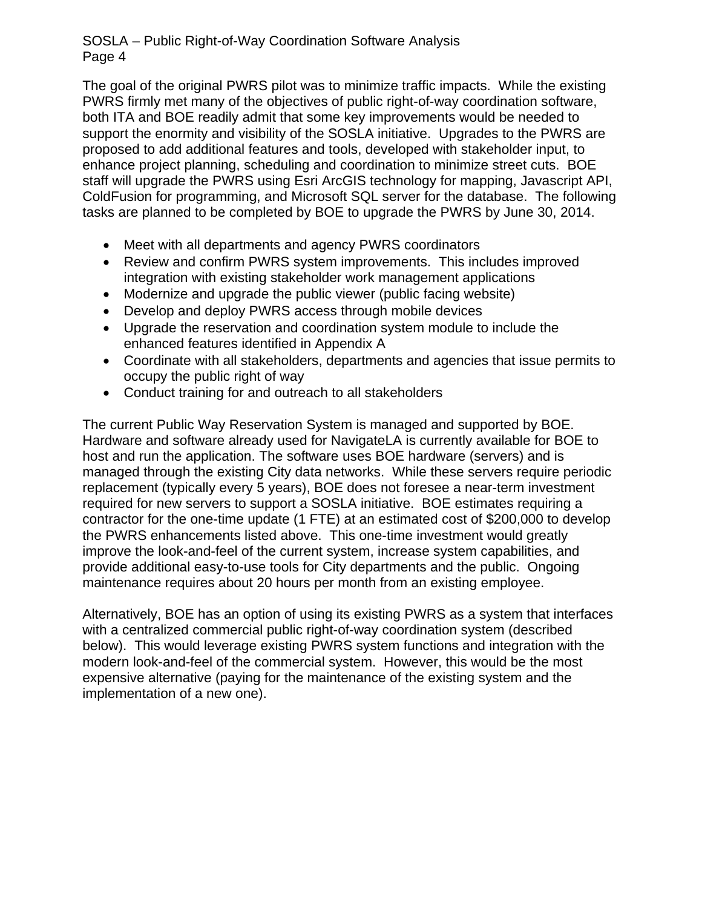The goal of the original PWRS pilot was to minimize traffic impacts. While the existing PWRS firmly met many of the objectives of public right-of-way coordination software, both ITA and BOE readily admit that some key improvements would be needed to support the enormity and visibility of the SOSLA initiative. Upgrades to the PWRS are proposed to add additional features and tools, developed with stakeholder input, to enhance project planning, scheduling and coordination to minimize street cuts. BOE staff will upgrade the PWRS using Esri ArcGIS technology for mapping, Javascript API, ColdFusion for programming, and Microsoft SQL server for the database. The following tasks are planned to be completed by BOE to upgrade the PWRS by June 30, 2014.

- Meet with all departments and agency PWRS coordinators
- Review and confirm PWRS system improvements. This includes improved integration with existing stakeholder work management applications
- Modernize and upgrade the public viewer (public facing website)
- Develop and deploy PWRS access through mobile devices
- Upgrade the reservation and coordination system module to include the enhanced features identified in Appendix A
- Coordinate with all stakeholders, departments and agencies that issue permits to occupy the public right of way
- Conduct training for and outreach to all stakeholders

The current Public Way Reservation System is managed and supported by BOE. Hardware and software already used for NavigateLA is currently available for BOE to host and run the application. The software uses BOE hardware (servers) and is managed through the existing City data networks. While these servers require periodic replacement (typically every 5 years), BOE does not foresee a near-term investment required for new servers to support a SOSLA initiative. BOE estimates requiring a contractor for the one-time update (1 FTE) at an estimated cost of $200,000 to develop the PWRS enhancements listed above. This one-time investment would greatly improve the look-and-feel of the current system, increase system capabilities, and provide additional easy-to-use tools for City departments and the public. Ongoing maintenance requires about 20 hours per month from an existing employee.

Alternatively, BOE has an option of using its existing PWRS as a system that interfaces with a centralized commercial public right-of-way coordination system (described below). This would leverage existing PWRS system functions and integration with the modern look-and-feel of the commercial system. However, this would be the most expensive alternative (paying for the maintenance of the existing system and the implementation of a new one).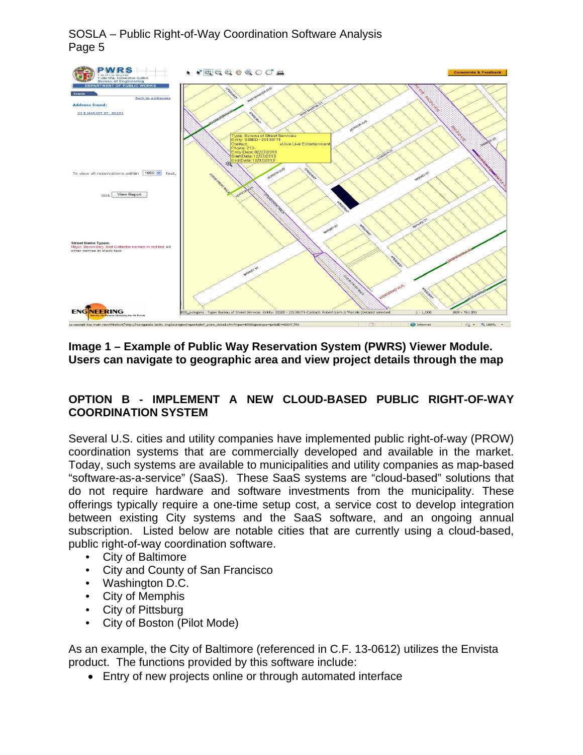**Image 1 – Example of Public Way Reservation System (PWRS) Viewer Module. Users can navigate to geographic area and view project details through the map**

## OPTION B - IMPLEMENT A NEW CLOUD-BASED PUBLIC RIGHT-OF-WAY COORDINATION SYSTEM

Several U.S. cities and utility companies have implemented public right-of-way (PROW) coordination systems that are commercially developed and available in the market. Today, such systems are available to municipalities and utility companies as map-based "software-as-a-service" (SaaS). These SaaS systems are "cloud-based" solutions that do not require hardware and software investments from the municipality. These offerings typically require a one-time setup cost, a service cost to develop integration between existing City systems and the SaaS software, and an ongoing annual subscription. Listed below are notable cities that are currently using a cloud-based, public right-of-way coordination software.

- City of Baltimore
- City and County of San Francisco
- Washington D.C.
- City of Memphis
- City of Pittsburg
- City of Boston (Pilot Mode)

As an example, the City of Baltimore (referenced in C.F. 13-0612) utilizes the Envista product. The functions provided by this software include:

- Entry of new projects online or through automated interface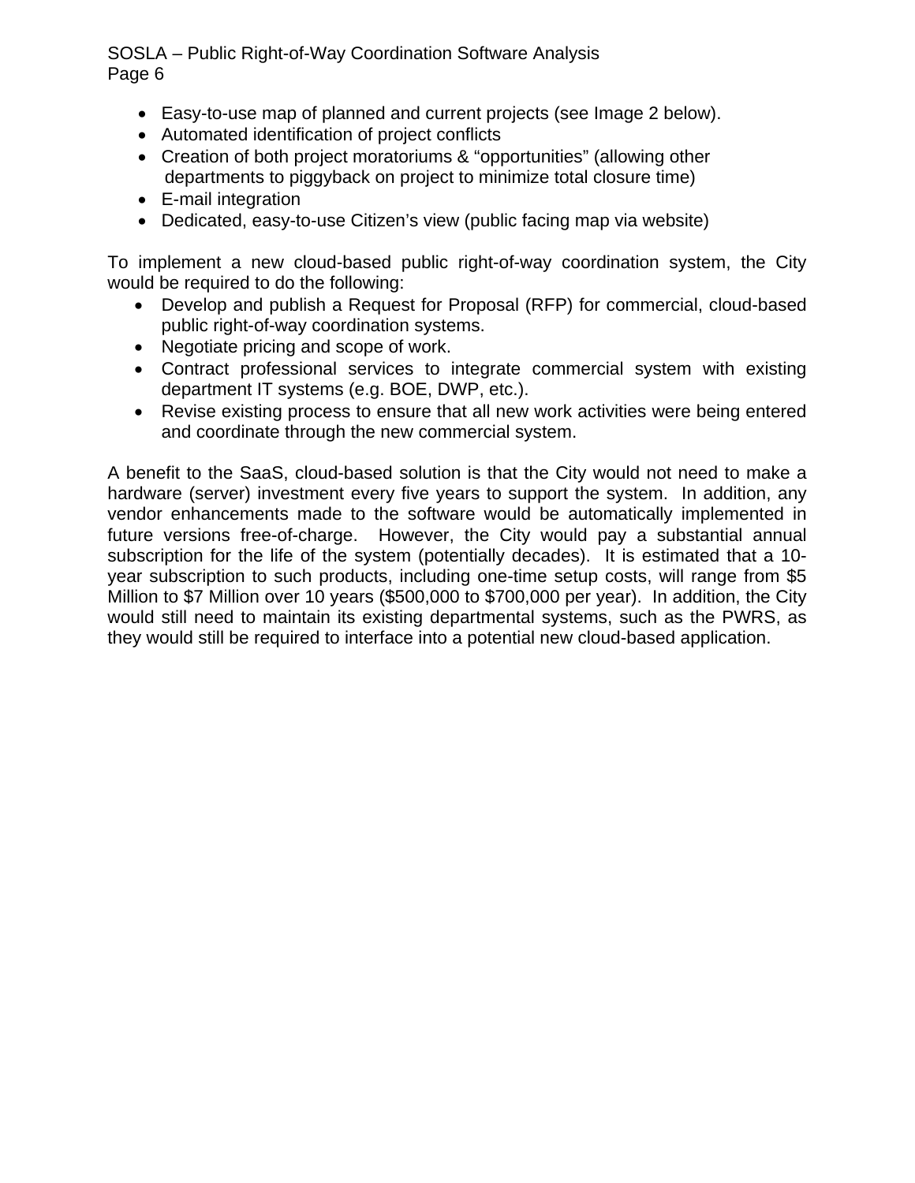- Easy-to-use map of planned and current projects (see Image 2 below).
- Automated identification of project conflicts
- Creation of both project moratoriums & “opportunities” (allowing other departments to piggyback on project to minimize total closure time)
- E-mail integration
- Dedicated, easy-to-use Citizen’s view (public facing map via website)

To implement a new cloud-based public right-of-way coordination system, the City would be required to do the following:

- Develop and publish a Request for Proposal (RFP) for commercial, cloud-based public right-of-way coordination systems.
- Negotiate pricing and scope of work.
- Contract professional services to integrate commercial system with existing department IT systems (e.g. BOE, DWP, etc.).
- Revise existing process to ensure that all new work activities were being entered and coordinate through the new commercial system.

A benefit to the SaaS, cloud-based solution is that the City would not need to make a hardware (server) investment every five years to support the system. In addition, any vendor enhancements made to the software would be automatically implemented in future versions free-of-charge. However, the City would pay a substantial annual subscription for the life of the system (potentially decades). It is estimated that a 10-year subscription to such products, including one-time setup costs, will range from $5 Million to $7 Million over 10 years ($500,000 to $700,000 per year). In addition, the City would still need to maintain its existing departmental systems, such as the PWRS, as they would still be required to interface into a potential new cloud-based application.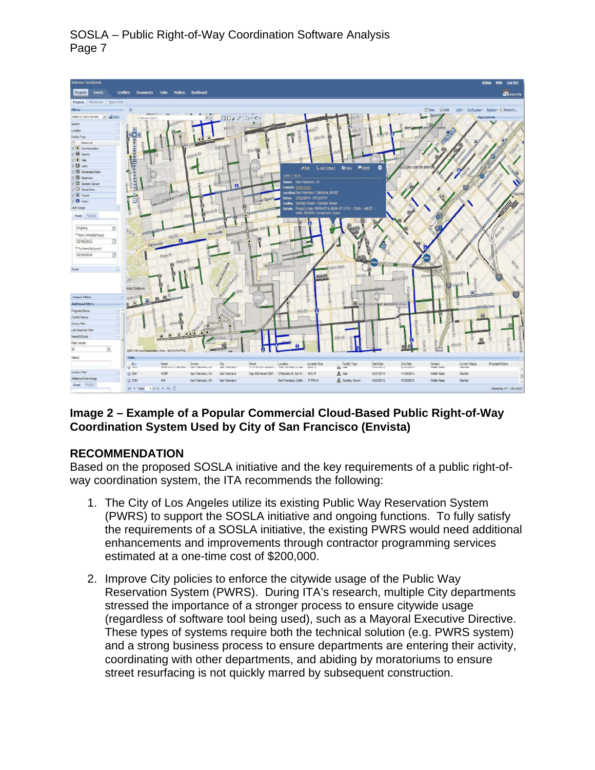**Image 2 – Example of a Popular Commercial Cloud-Based Public Right-of-Way Coordination System Used by City of San Francisco (Envista)**

**RECOMMENDATION**

Based on the proposed SOSLA initiative and the key requirements of a public right-of-way coordination system, the ITA recommends the following:

1. The City of Los Angeles utilize its existing Public Way Reservation System (PWRS) to support the SOSLA initiative and ongoing functions. To fully satisfy the requirements of a SOSLA initiative, the existing PWRS would need additional enhancements and improvements through contractor programming services estimated at a one-time cost of $200,000.

2. Improve City policies to enforce the citywide usage of the Public Way Reservation System (PWRS). During ITA's research, multiple City departments stressed the importance of a stronger process to ensure citywide usage (regardless of software tool being used), such as a Mayoral Executive Directive. These types of systems require both the technical solution (e.g. PWRS system) and a strong business process to ensure departments are entering their activity, coordinating with other departments, and abiding by moratoriums to ensure street resurfacing is not quickly marred by subsequent construction.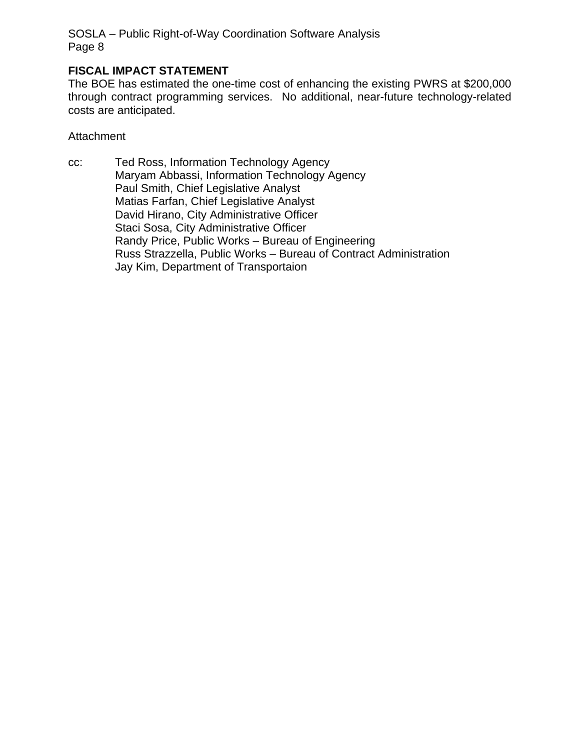## FISCAL IMPACT STATEMENT

The BOE has estimated the one-time cost of enhancing the existing PWRS at $200,000 through contract programming services. No additional, near-future technology-related costs are anticipated.

Attachment

cc: Ted Ross, Information Technology Agency
Maryam Abbassi, Information Technology Agency
Paul Smith, Chief Legislative Analyst
Matias Farfan, Chief Legislative Analyst
David Hirano, City Administrative Officer
Staci Sosa, City Administrative Officer
Randy Price, Public Works – Bureau of Engineering
Russ Strazzella, Public Works – Bureau of Contract Administration
Jay Kim, Department of Transportaion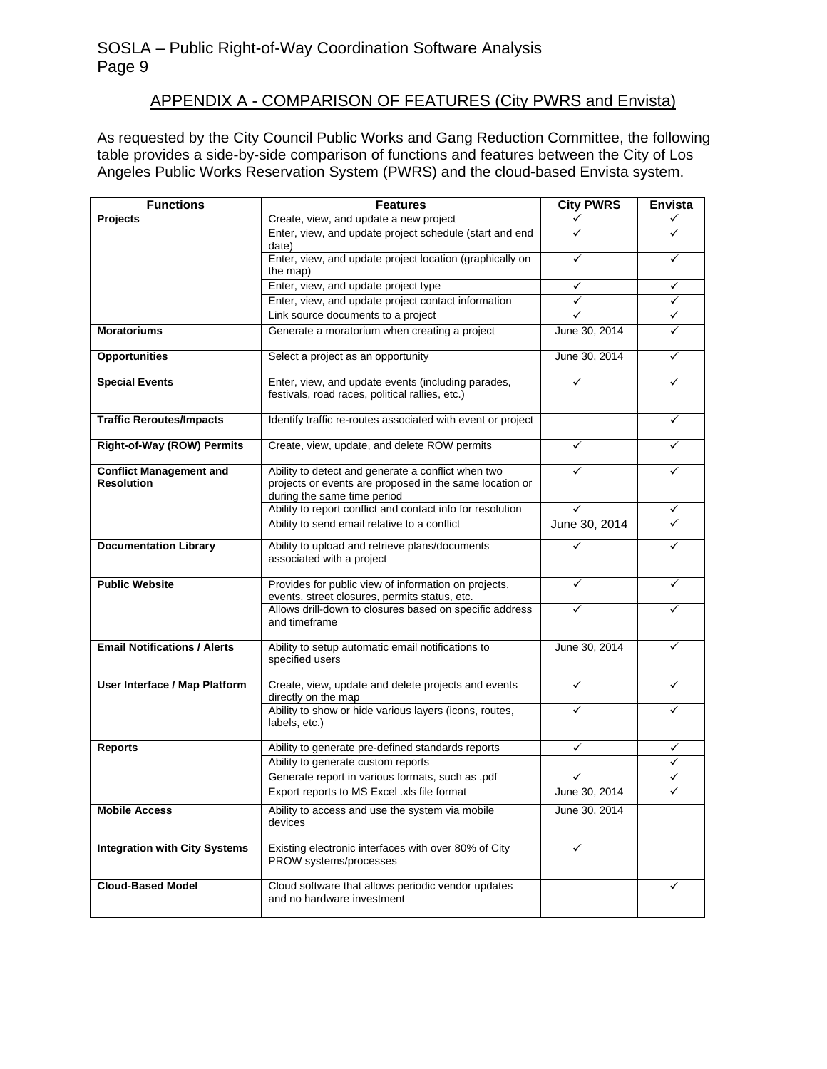## APPENDIX A - COMPARISON OF FEATURES (City PWRS and Envista)

As requested by the City Council Public Works and Gang Reduction Committee, the following table provides a side-by-side comparison of functions and features between the City of Los Angeles Public Works Reservation System (PWRS) and the cloud-based Envista system.

| Functions | Features | City PWRS | Envista |
|---|---|---|---|
| **Projects** | Create, view, and update a new project | ✓ | ✓ |
| | Enter, view, and update project schedule (start and end date) | ✓ | ✓ |
| | Enter, view, and update project location (graphically on the map) | ✓ | ✓ |
| | Enter, view, and update project type | ✓ | ✓ |
| | Enter, view, and update project contact information | ✓ | ✓ |
| | Link source documents to a project | ✓ | ✓ |
| **Moratoriums** | Generate a moratorium when creating a project | June 30, 2014 | ✓ |
| **Opportunities** | Select a project as an opportunity | June 30, 2014 | ✓ |
| **Special Events** | Enter, view, and update events (including parades, festivals, road races, political rallies, etc.) | ✓ | ✓ |
| **Traffic Reroutes/Impacts** | Identify traffic re-routes associated with event or project | | ✓ |
| **Right-of-Way (ROW) Permits** | Create, view, update, and delete ROW permits | ✓ | ✓ |
| **Conflict Management and Resolution** | Ability to detect and generate a conflict when two projects or events are proposed in the same location or during the same time period | ✓ | ✓ |
| | Ability to report conflict and contact info for resolution | ✓ | ✓ |
| | Ability to send email relative to a conflict | June 30, 2014 | ✓ |
| **Documentation Library** | Ability to upload and retrieve plans/documents associated with a project | ✓ | ✓ |
| **Public Website** | Provides for public view of information on projects, events, street closures, permits status, etc. | ✓ | ✓ |
| | Allows drill-down to closures based on specific address and timeframe | ✓ | ✓ |
| **Email Notifications / Alerts** | Ability to setup automatic email notifications to specified users | June 30, 2014 | ✓ |
| **User Interface / Map Platform** | Create, view, update and delete projects and events directly on the map | ✓ | ✓ |
| | Ability to show or hide various layers (icons, routes, labels, etc.) | ✓ | ✓ |
| **Reports** | Ability to generate pre-defined standards reports | ✓ | ✓ |
| | Ability to generate custom reports | | ✓ |
| | Generate report in various formats, such as .pdf | ✓ | ✓ |
| | Export reports to MS Excel .xls file format | June 30, 2014 | ✓ |
| **Mobile Access** | Ability to access and use the system via mobile devices | June 30, 2014 | |
| **Integration with City Systems** | Existing electronic interfaces with over 80% of City PROW systems/processes | ✓ | |
| **Cloud-Based Model** | Cloud software that allows periodic vendor updates and no hardware investment | | ✓ |